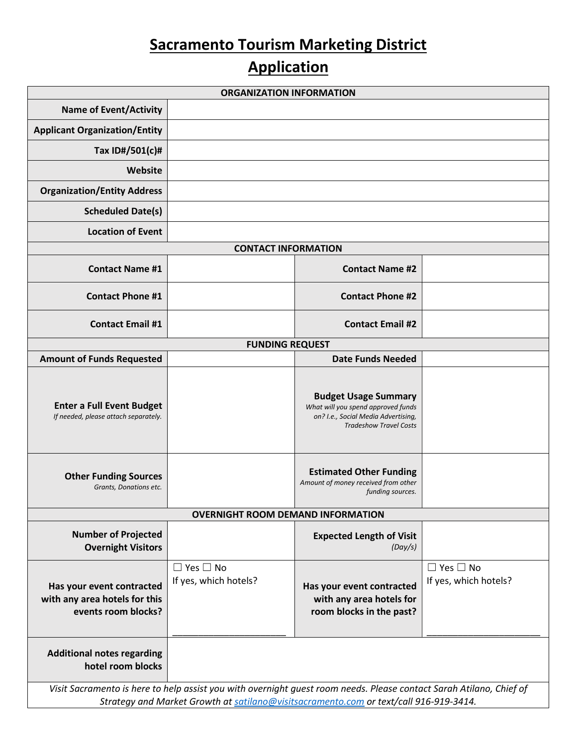# Sacramento Tourism Marketing District Application

| ORGANIZATION INFORMATION | |
|---|---|
| **Name of Event/Activity** | |
| **Applicant Organization/Entity** | |
| **Tax ID#/501(c)#** | |
| **Website** | |
| **Organization/Entity Address** | |
| **Scheduled Date(s)** | |
| **Location of Event** | |

| CONTACT INFORMATION | | | |
|---|---|---|---|
| **Contact Name #1** | | **Contact Name #2** | |
| **Contact Phone #1** | | **Contact Phone #2** | |
| **Contact Email #1** | | **Contact Email #2** | |

| FUNDING REQUEST | | | |
|---|---|---|---|
| **Amount of Funds Requested** | | **Date Funds Needed** | |
| **Enter a Full Event Budget**<br>*If needed, please attach separately.* | | **Budget Usage Summary**<br>*What will you spend approved funds on? I.e., Social Media Advertising, Tradeshow Travel Costs* | |
| **Other Funding Sources**<br>*Grants, Donations etc.* | | **Estimated Other Funding**<br>*Amount of money received from other funding sources.* | |

| OVERNIGHT ROOM DEMAND INFORMATION | | | |
|---|---|---|---|
| **Number of Projected Overnight Visitors** | | **Expected Length of Visit**<br>*(Day/s)* | |
| **Has your event contracted with any area hotels for this events room blocks?** | ☐ Yes ☐ No<br>If yes, which hotels?<br>_______________________ | **Has your event contracted with any area hotels for room blocks in the past?** | ☐ Yes ☐ No<br>If yes, which hotels?<br>_______________________ |
| **Additional notes regarding hotel room blocks** | | | |

*Visit Sacramento is here to help assist you with overnight guest room needs. Please contact Sarah Atilano, Chief of Strategy and Market Growth at satilano@visitsacramento.com or text/call 916-919-3414.*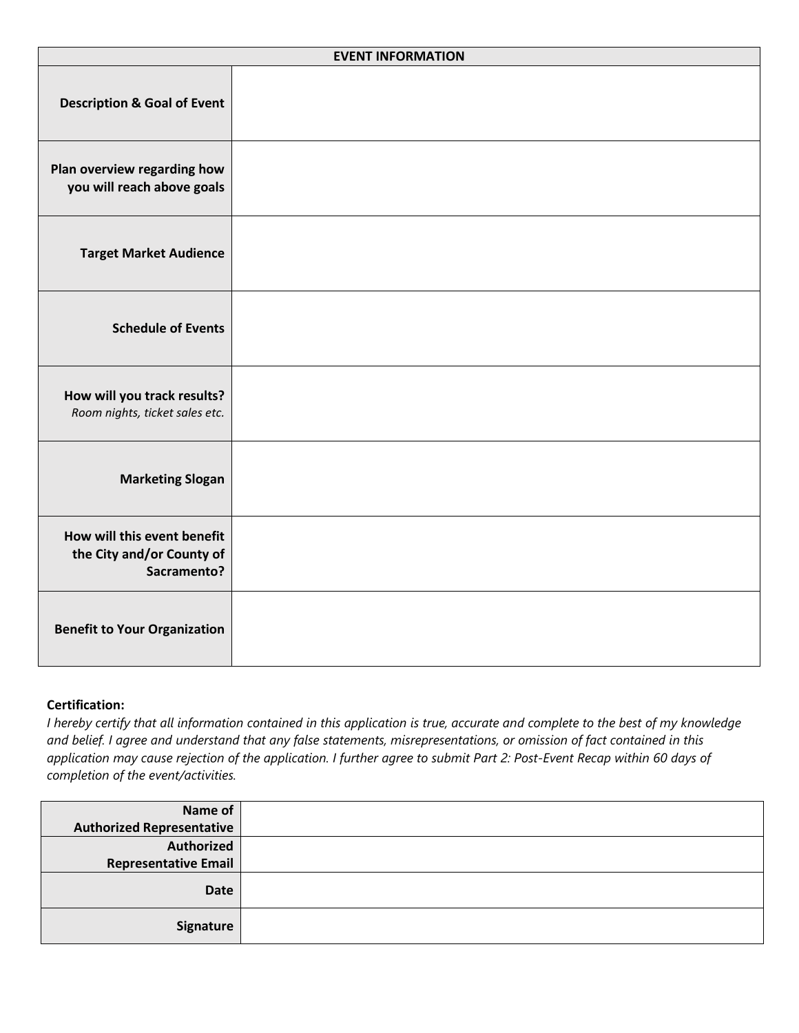| EVENT INFORMATION | |
| --- | --- |
| **Description & Goal of Event** | |
| **Plan overview regarding how you will reach above goals** | |
| **Target Market Audience** | |
| **Schedule of Events** | |
| **How will you track results?** *Room nights, ticket sales etc.* | |
| **Marketing Slogan** | |
| **How will this event benefit the City and/or County of Sacramento?** | |
| **Benefit to Your Organization** | |

**Certification:**

*I hereby certify that all information contained in this application is true, accurate and complete to the best of my knowledge and belief. I agree and understand that any false statements, misrepresentations, or omission of fact contained in this application may cause rejection of the application. I further agree to submit Part 2: Post-Event Recap within 60 days of completion of the event/activities.*

| | |
| --- | --- |
| **Name of Authorized Representative** | |
| **Authorized Representative Email** | |
| **Date** | |
| **Signature** | |